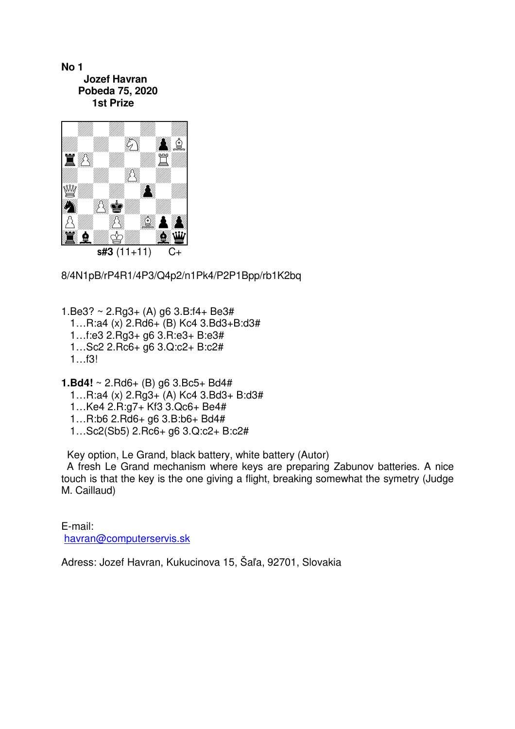**No 1**

**Jozef Havran**
**Pobeda 75, 2020**
**1st Prize**

**s#3** (11+11) C+

8/4N1pB/rP4R1/4P3/Q4p2/n1Pk4/P2P1Bpp/rb1K2bq

1.Be3? ~ 2.Rg3+ (A) g6 3.B:f4+ Be3#
1…R:a4 (x) 2.Rd6+ (B) Kc4 3.Bd3+B:d3#
1…f:e3 2.Rg3+ g6 3.R:e3+ B:e3#
1…Sc2 2.Rc6+ g6 3.Q:c2+ B:c2#
1…f3!

**1.Bd4!** ~ 2.Rd6+ (B) g6 3.Bc5+ Bd4#
1…R:a4 (x) 2.Rg3+ (A) Kc4 3.Bd3+ B:d3#
1…Ke4 2.R:g7+ Kf3 3.Qc6+ Be4#
1…R:b6 2.Rd6+ g6 3.B:b6+ Bd4#
1…Sc2(Sb5) 2.Rc6+ g6 3.Q:c2+ B:c2#

Key option, Le Grand, black battery, white battery (Autor)
A fresh Le Grand mechanism where keys are preparing Zabunov batteries. A nice touch is that the key is the one giving a flight, breaking somewhat the symetry (Judge M. Caillaud)

E-mail:
havran@computerservis.sk

Adress: Jozef Havran, Kukucinova 15, Šaľa, 92701, Slovakia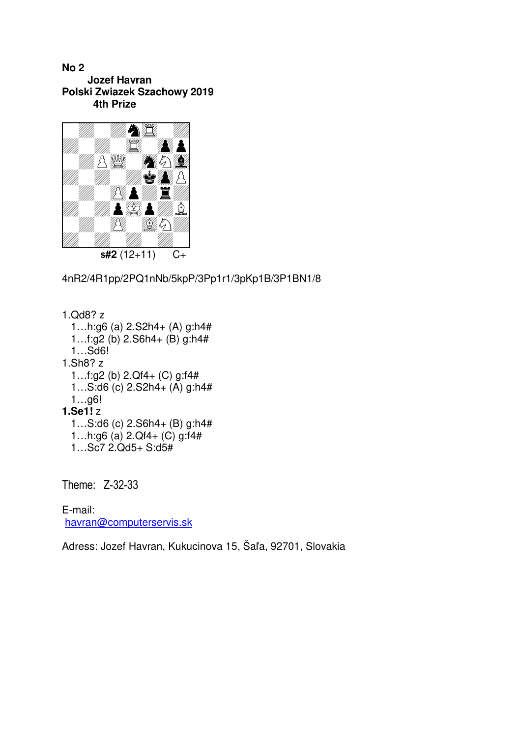**No 2**

**Jozef Havran**

**Polski Zwiazek Szachowy 2019**

**4th Prize**

**s#2** (12+11) C+

4nR2/4R1pp/2PQ1nNb/5kpP/3Pp1r1/3pKp1B/3P1BN1/8

1.Qd8? z
  1…h:g6 (a) 2.S2h4+ (A) g:h4#
  1…f:g2 (b) 2.S6h4+ (B) g:h4#
  1…Sd6!
1.Sh8? z
  1…f:g2 (b) 2.Qf4+ (C) g:f4#
  1…S:d6 (c) 2.S2h4+ (A) g:h4#
  1…g6!
**1.Se1!** z
  1…S:d6 (c) 2.S6h4+ (B) g:h4#
  1…h:g6 (a) 2.Qf4+ (C) g:f4#
  1…Sc7 2.Qd5+ S:d5#

Theme: Z-32-33

E-mail:
havran@computerservis.sk

Adress: Jozef Havran, Kukucinova 15, Šaľa, 92701, Slovakia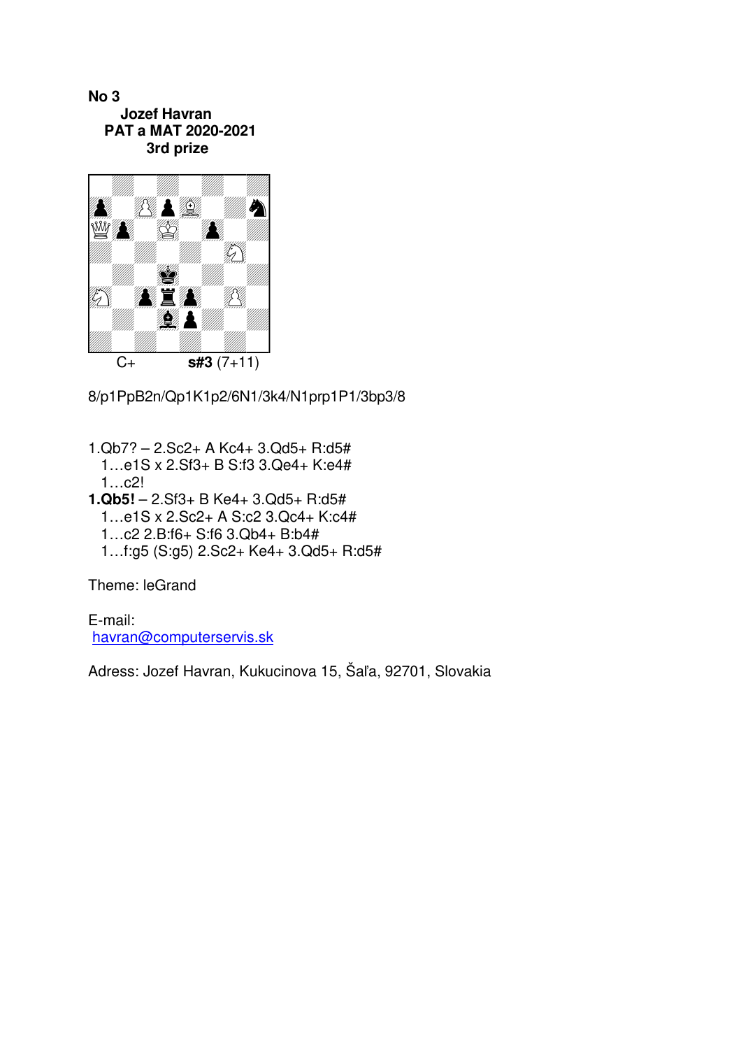**No 3**

**Jozef Havran**
**PAT a MAT 2020-2021**
**3rd prize**

C+ **s#3** (7+11)

8/p1PpB2n/Qp1K1p2/6N1/3k4/N1prp1P1/3bp3/8

1.Qb7? – 2.Sc2+ A Kc4+ 3.Qd5+ R:d5#
  1…e1S x 2.Sf3+ B S:f3 3.Qe4+ K:e4#
  1…c2!
**1.Qb5!** – 2.Sf3+ B Ke4+ 3.Qd5+ R:d5#
  1…e1S x 2.Sc2+ A S:c2 3.Qc4+ K:c4#
  1…c2 2.B:f6+ S:f6 3.Qb4+ B:b4#
  1…f:g5 (S:g5) 2.Sc2+ Ke4+ 3.Qd5+ R:d5#

Theme: leGrand

E-mail:
havran@computerservis.sk

Adress: Jozef Havran, Kukucinova 15, Šaľa, 92701, Slovakia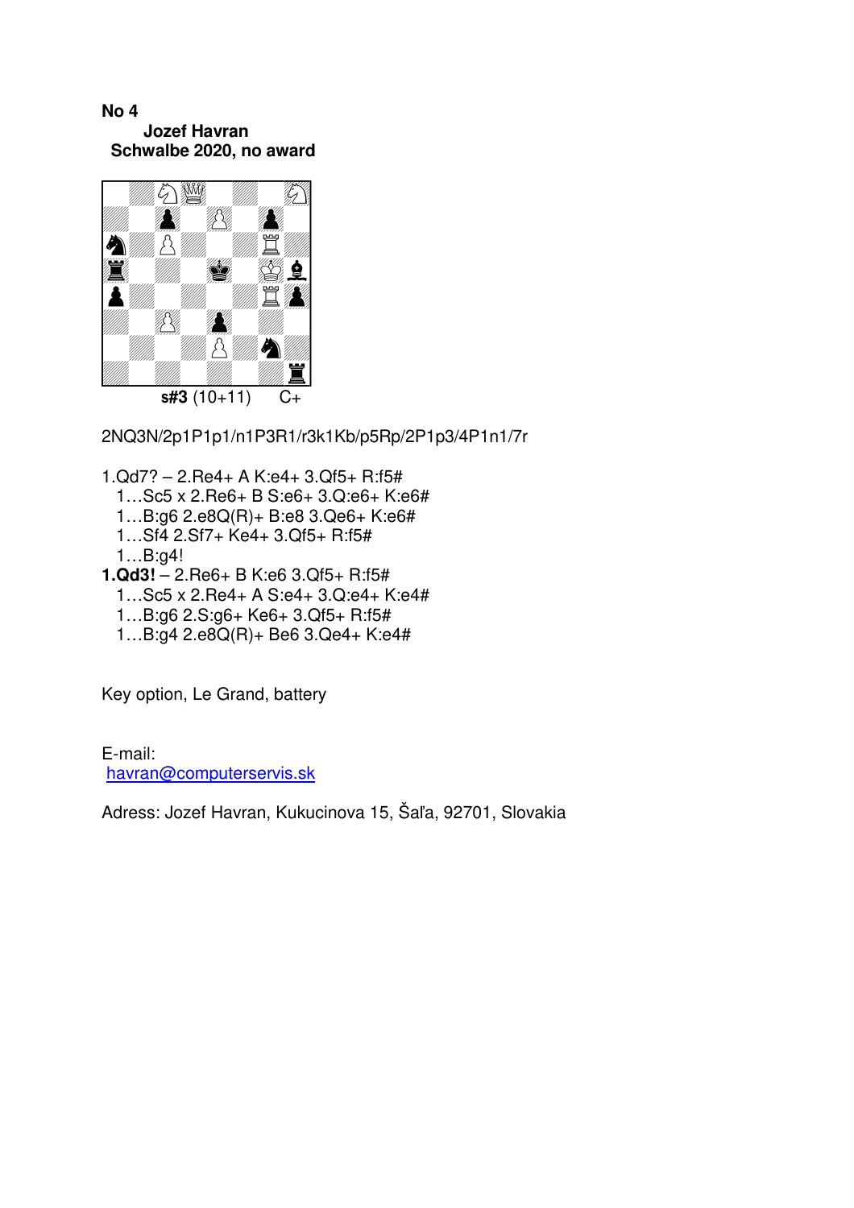**No 4**

**Jozef Havran**
**Schwalbe 2020, no award**

**s#3** (10+11) C+

2NQ3N/2p1P1p1/n1P3R1/r3k1Kb/p5Rp/2P1p3/4P1n1/7r

1.Qd7? – 2.Re4+ A K:e4+ 3.Qf5+ R:f5#
  1…Sc5 x 2.Re6+ B S:e6+ 3.Q:e6+ K:e6#
  1…B:g6 2.e8Q(R)+ B:e8 3.Qe6+ K:e6#
  1…Sf4 2.Sf7+ Ke4+ 3.Qf5+ R:f5#
  1…B:g4!

**1.Qd3!** – 2.Re6+ B K:e6 3.Qf5+ R:f5#
  1…Sc5 x 2.Re4+ A S:e4+ 3.Q:e4+ K:e4#
  1…B:g6 2.S:g6+ Ke6+ 3.Qf5+ R:f5#
  1…B:g4 2.e8Q(R)+ Be6 3.Qe4+ K:e4#

Key option, Le Grand, battery

E-mail:
havran@computerservis.sk

Adress: Jozef Havran, Kukucinova 15, Šaľa, 92701, Slovakia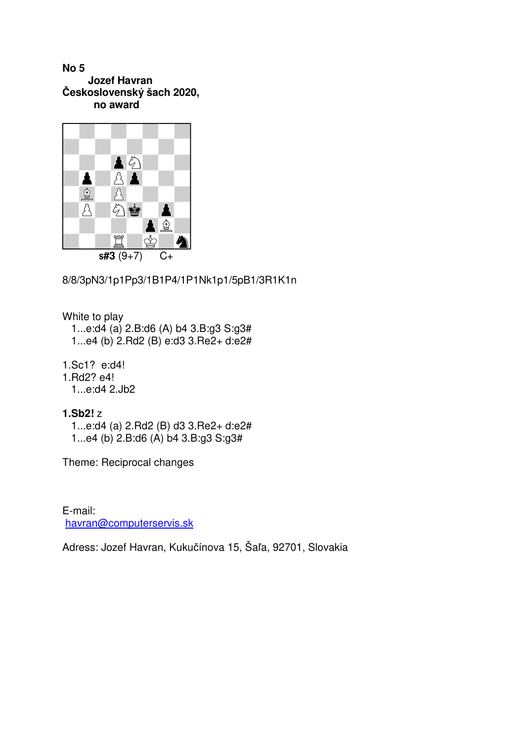**No 5**

**Jozef Havran**

**Československý šach 2020,**

**no award**

**s#3** (9+7) C+

8/8/3pN3/1p1Pp3/1B1P4/1P1Nk1p1/5pB1/3R1K1n

White to play

1...e:d4 (a) 2.B:d6 (A) b4 3.B:g3 S:g3#

1...e4 (b) 2.Rd2 (B) e:d3 3.Re2+ d:e2#

1.Sc1? e:d4!

1.Rd2? e4!

1...e:d4 2.Jb2

**1.Sb2!** z

1...e:d4 (a) 2.Rd2 (B) d3 3.Re2+ d:e2#

1...e4 (b) 2.B:d6 (A) b4 3.B:g3 S:g3#

Theme: Reciprocal changes

E-mail:

havran@computerservis.sk

Adress: Jozef Havran, Kukučínova 15, Šaľa, 92701, Slovakia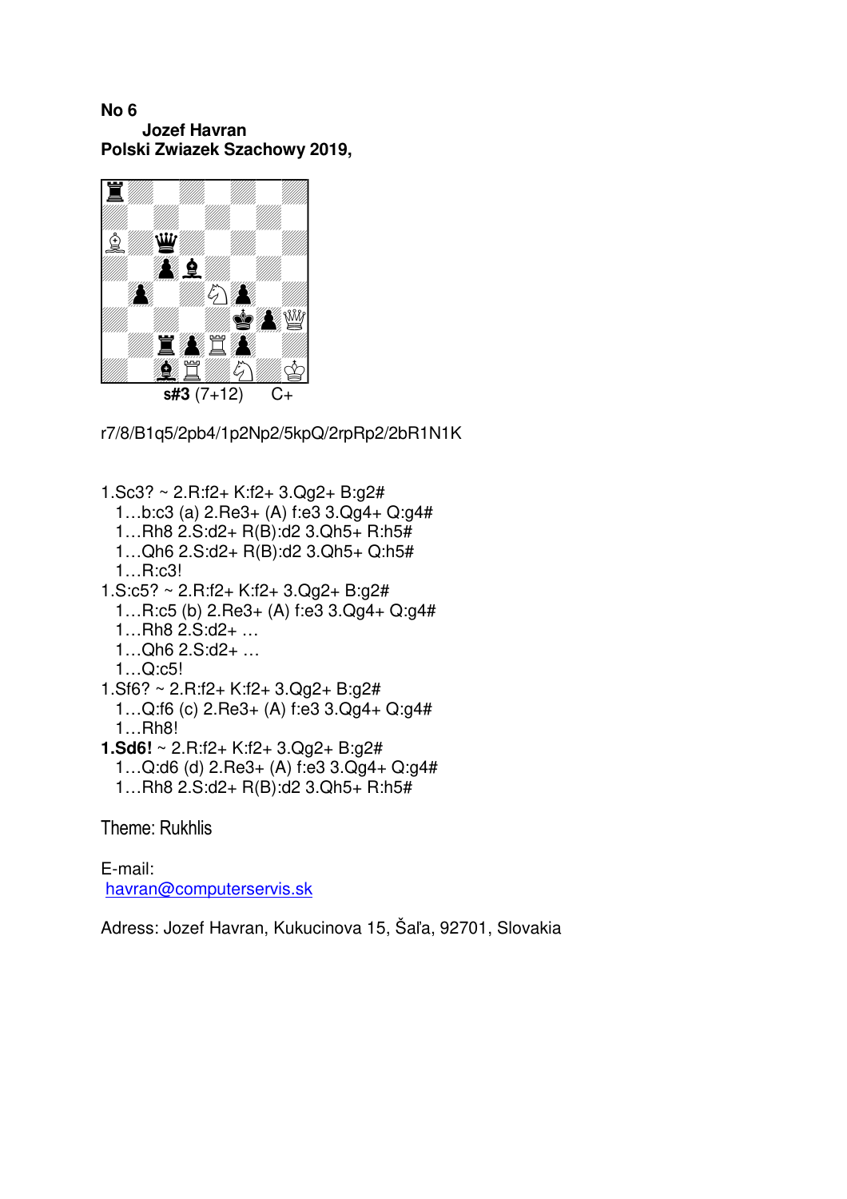**No 6**

**Jozef Havran**

**Polski Zwiazek Szachowy 2019,**

**s#3** (7+12) C+

r7/8/B1q5/2pb4/1p2Np2/5kpQ/2rpRp2/2bR1N1K

1.Sc3? ~ 2.R:f2+ K:f2+ 3.Qg2+ B:g2#
1…b:c3 (a) 2.Re3+ (A) f:e3 3.Qg4+ Q:g4#
1…Rh8 2.S:d2+ R(B):d2 3.Qh5+ R:h5#
1…Qh6 2.S:d2+ R(B):d2 3.Qh5+ Q:h5#
1…R:c3!

1.S:c5? ~ 2.R:f2+ K:f2+ 3.Qg2+ B:g2#
1…R:c5 (b) 2.Re3+ (A) f:e3 3.Qg4+ Q:g4#
1…Rh8 2.S:d2+ …
1…Qh6 2.S:d2+ …
1…Q:c5!

1.Sf6? ~ 2.R:f2+ K:f2+ 3.Qg2+ B:g2#
1…Q:f6 (c) 2.Re3+ (A) f:e3 3.Qg4+ Q:g4#
1…Rh8!

**1.Sd6!** ~ 2.R:f2+ K:f2+ 3.Qg2+ B:g2#
1…Q:d6 (d) 2.Re3+ (A) f:e3 3.Qg4+ Q:g4#
1…Rh8 2.S:d2+ R(B):d2 3.Qh5+ R:h5#

Theme: Rukhlis

E-mail:
havran@computerservis.sk

Adress: Jozef Havran, Kukucinova 15, Šaľa, 92701, Slovakia